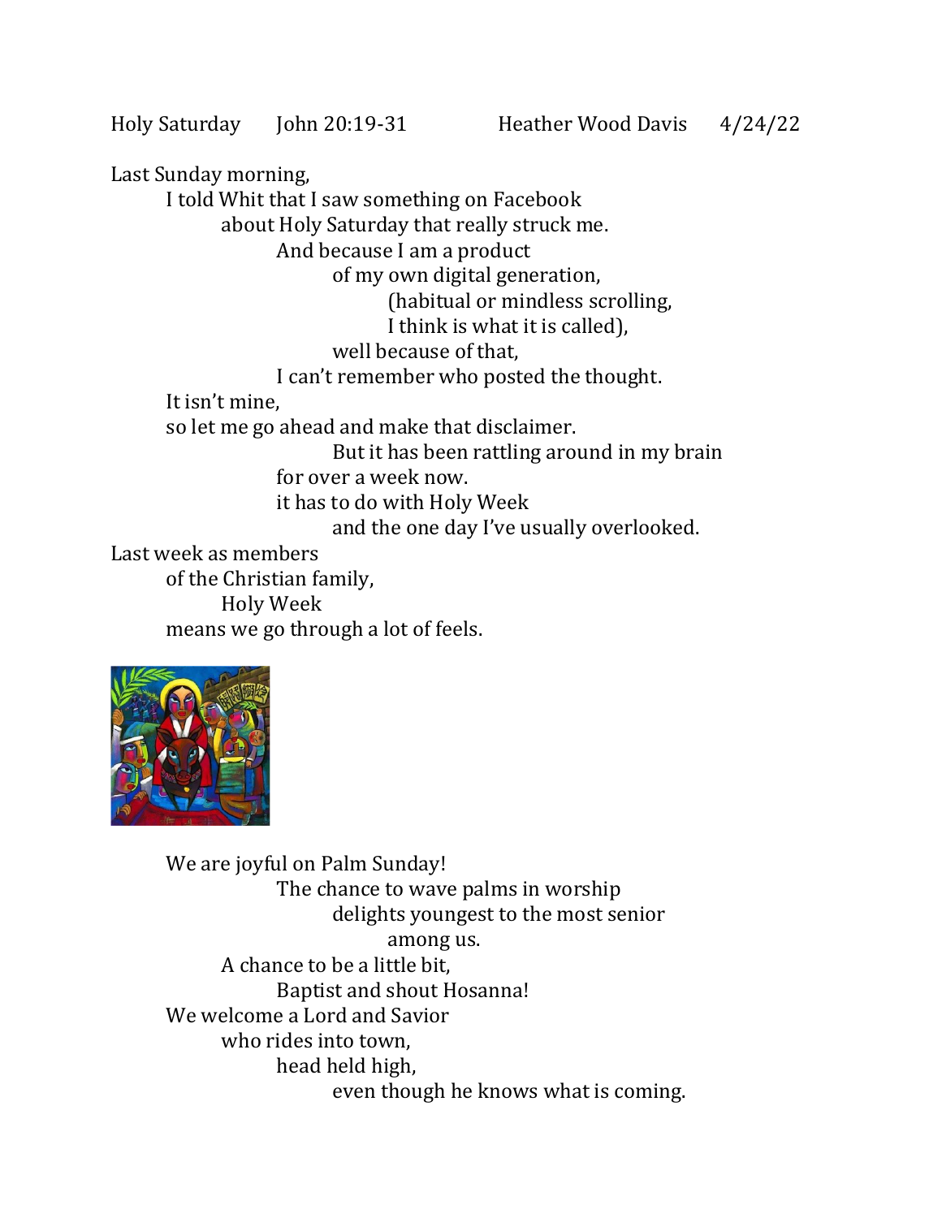Holy Saturday John 20:19-31 Heather Wood Davis 4/24/22

Last Sunday morning,
I told Whit that I saw something on Facebook
about Holy Saturday that really struck me.
And because I am a product
of my own digital generation,
(habitual or mindless scrolling,
I think is what it is called),
well because of that,
I can't remember who posted the thought.
It isn't mine,
so let me go ahead and make that disclaimer.
But it has been rattling around in my brain
for over a week now.
it has to do with Holy Week
and the one day I've usually overlooked.
Last week as members
of the Christian family,
Holy Week
means we go through a lot of feels.

We are joyful on Palm Sunday!
The chance to wave palms in worship
delights youngest to the most senior
among us.
A chance to be a little bit,
Baptist and shout Hosanna!
We welcome a Lord and Savior
who rides into town,
head held high,
even though he knows what is coming.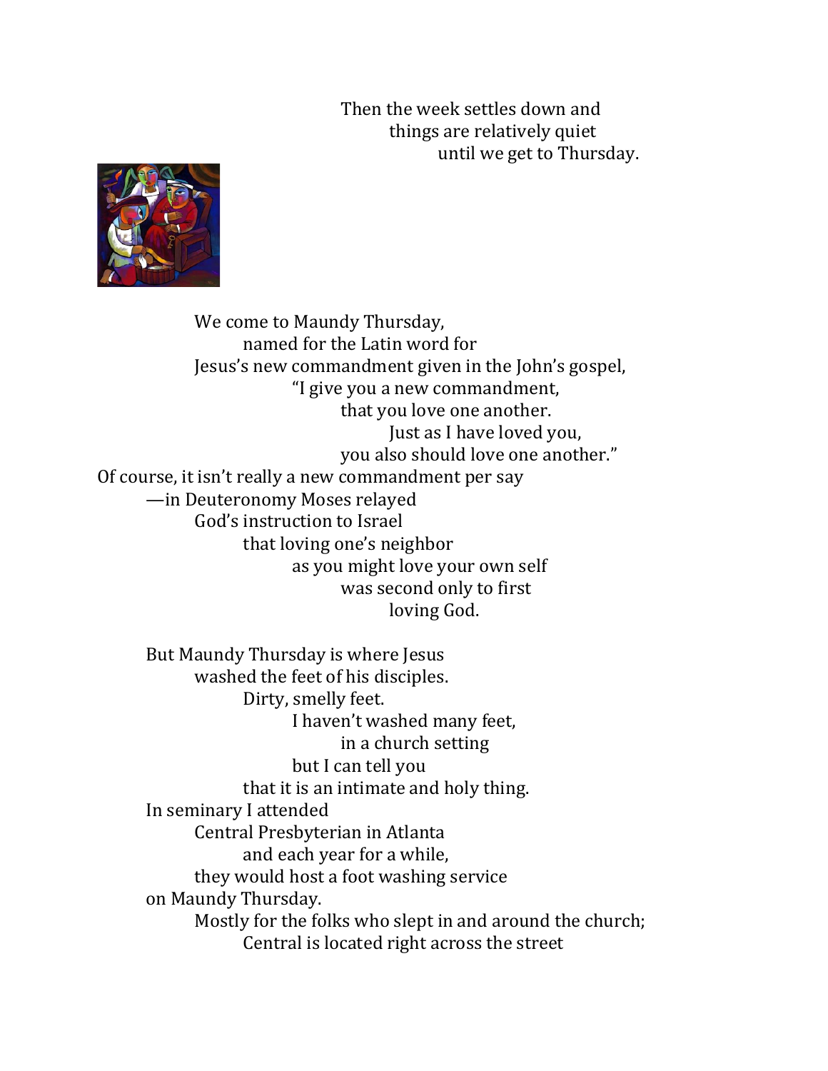Then the week settles down and
things are relatively quiet
until we get to Thursday.

We come to Maundy Thursday,
named for the Latin word for
Jesus's new commandment given in the John's gospel,
"I give you a new commandment,
that you love one another.
Just as I have loved you,
you also should love one another."
Of course, it isn't really a new commandment per say
—in Deuteronomy Moses relayed
God's instruction to Israel
that loving one's neighbor
as you might love your own self
was second only to first
loving God.

But Maundy Thursday is where Jesus
washed the feet of his disciples.
Dirty, smelly feet.
I haven't washed many feet,
in a church setting
but I can tell you
that it is an intimate and holy thing.
In seminary I attended
Central Presbyterian in Atlanta
and each year for a while,
they would host a foot washing service
on Maundy Thursday.
Mostly for the folks who slept in and around the church;
Central is located right across the street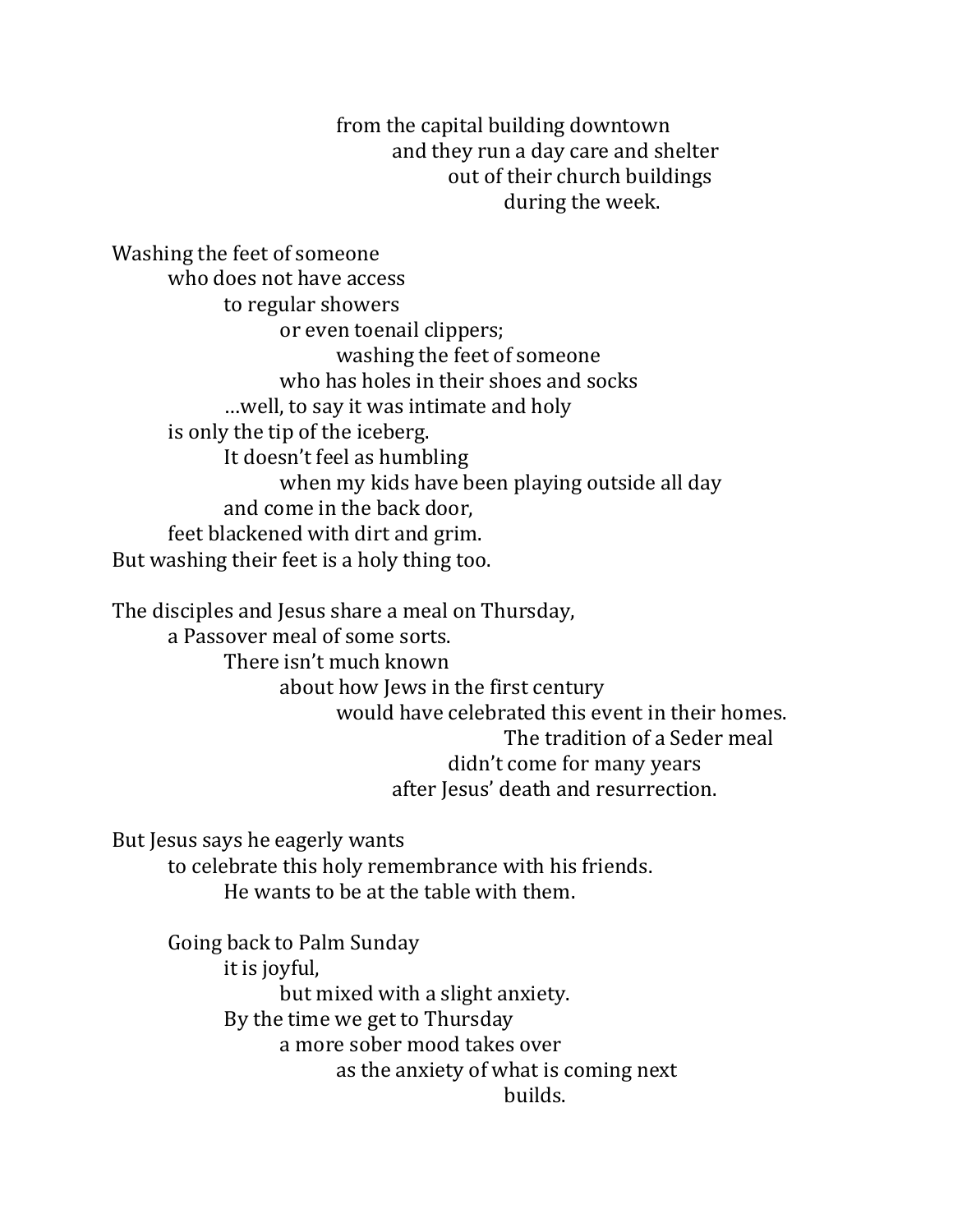from the capital building downtown
and they run a day care and shelter
out of their church buildings
during the week.

Washing the feet of someone
who does not have access
to regular showers
or even toenail clippers;
washing the feet of someone
who has holes in their shoes and socks
…well, to say it was intimate and holy
is only the tip of the iceberg.
It doesn't feel as humbling
when my kids have been playing outside all day
and come in the back door,
feet blackened with dirt and grim.
But washing their feet is a holy thing too.

The disciples and Jesus share a meal on Thursday,
a Passover meal of some sorts.
There isn't much known
about how Jews in the first century
would have celebrated this event in their homes.
The tradition of a Seder meal
didn't come for many years
after Jesus' death and resurrection.

But Jesus says he eagerly wants
to celebrate this holy remembrance with his friends.
He wants to be at the table with them.

Going back to Palm Sunday
it is joyful,
but mixed with a slight anxiety.
By the time we get to Thursday
a more sober mood takes over
as the anxiety of what is coming next
builds.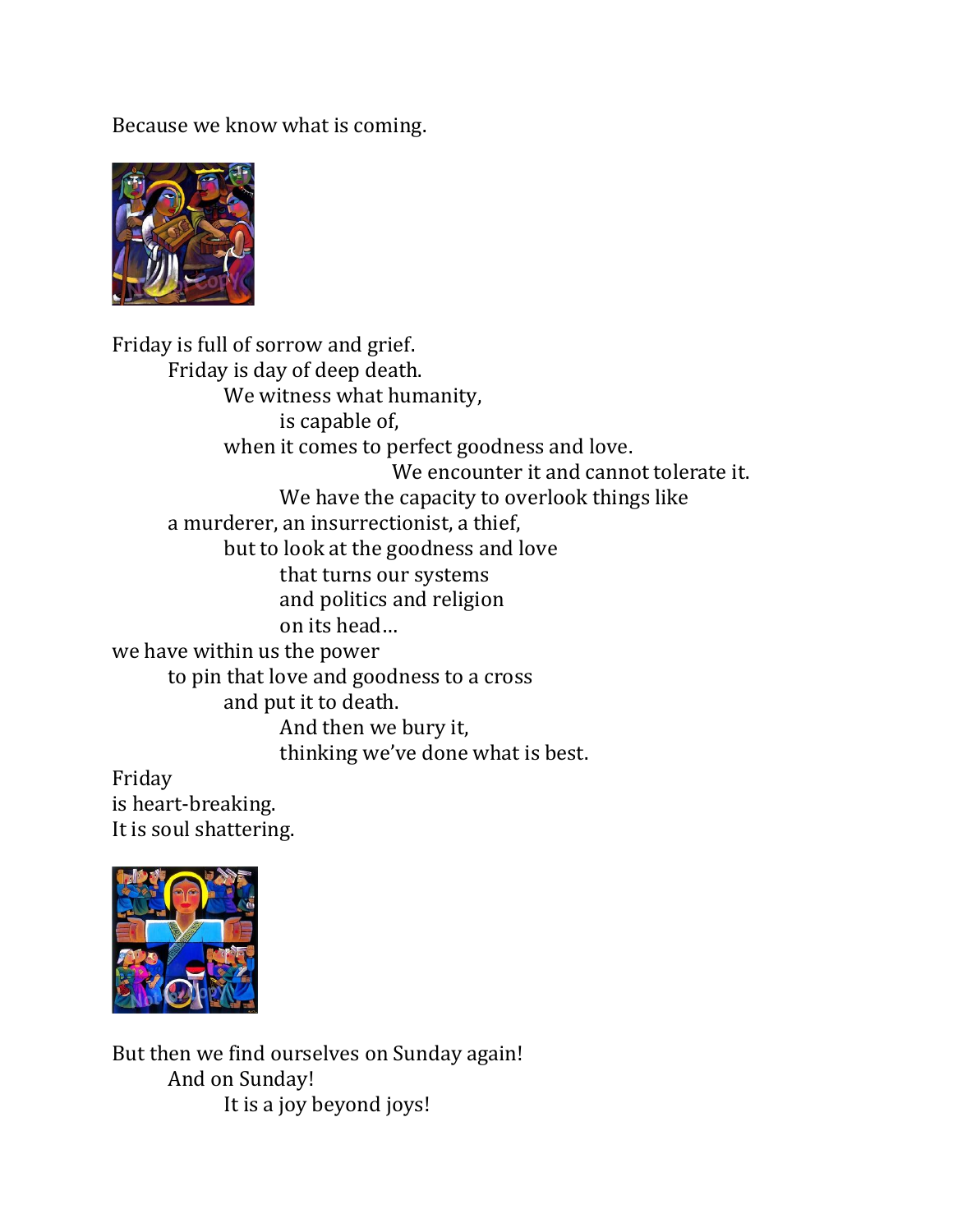Because we know what is coming.

Friday is full of sorrow and grief.
Friday is day of deep death.
We witness what humanity,
is capable of,
when it comes to perfect goodness and love.
We encounter it and cannot tolerate it.
We have the capacity to overlook things like
a murderer, an insurrectionist, a thief,
but to look at the goodness and love
that turns our systems
and politics and religion
on its head…
we have within us the power
to pin that love and goodness to a cross
and put it to death.
And then we bury it,
thinking we've done what is best.
Friday
is heart-breaking.
It is soul shattering.

But then we find ourselves on Sunday again!
And on Sunday!
It is a joy beyond joys!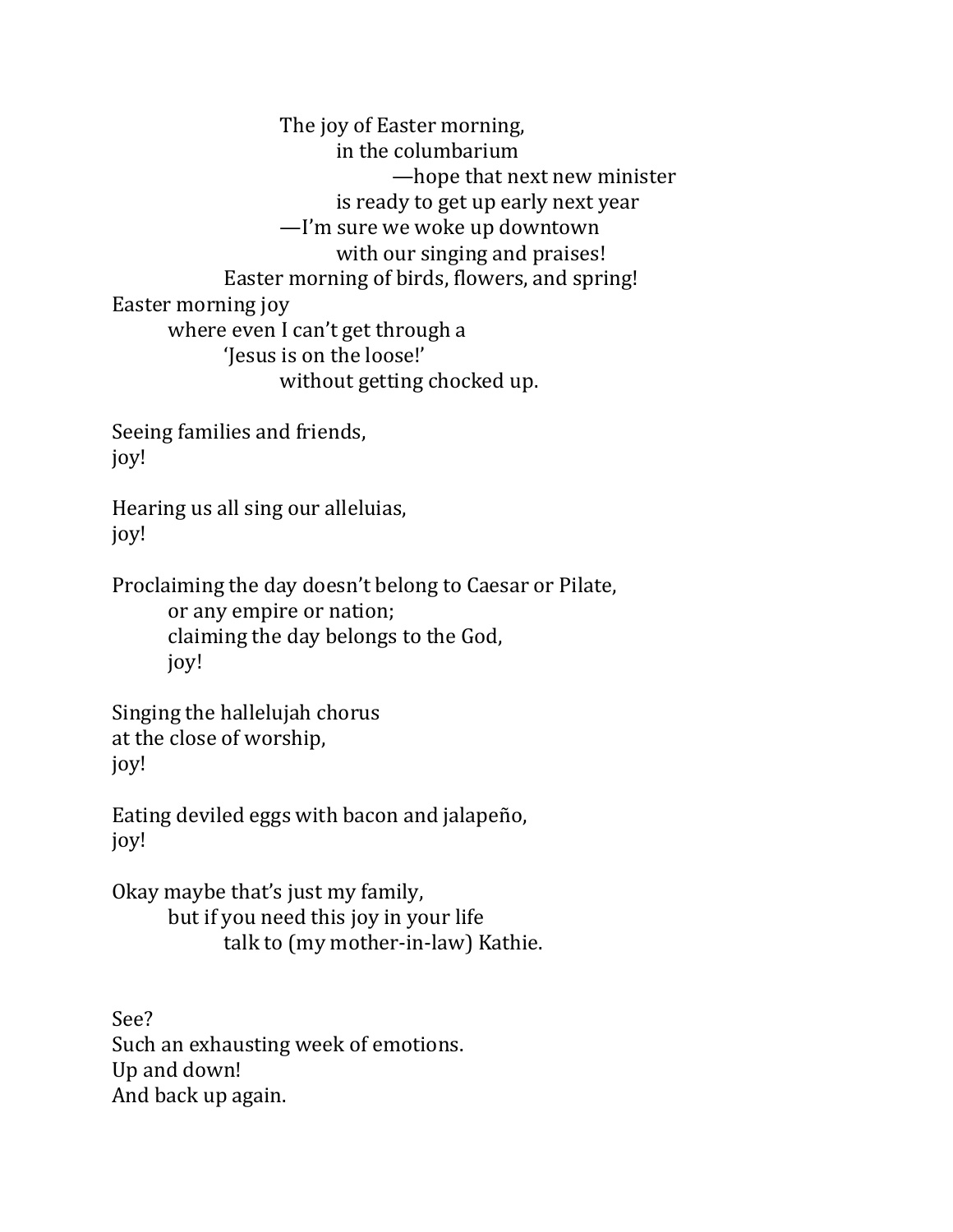The joy of Easter morning,
in the columbarium
—hope that next new minister
is ready to get up early next year
—I'm sure we woke up downtown
with our singing and praises!
Easter morning of birds, flowers, and spring!
Easter morning joy
where even I can't get through a
'Jesus is on the loose!'
without getting chocked up.

Seeing families and friends,
joy!

Hearing us all sing our alleluias,
joy!

Proclaiming the day doesn't belong to Caesar or Pilate,
or any empire or nation;
claiming the day belongs to the God,
joy!

Singing the hallelujah chorus
at the close of worship,
joy!

Eating deviled eggs with bacon and jalapeño,
joy!

Okay maybe that's just my family,
but if you need this joy in your life
talk to (my mother-in-law) Kathie.

See?
Such an exhausting week of emotions.
Up and down!
And back up again.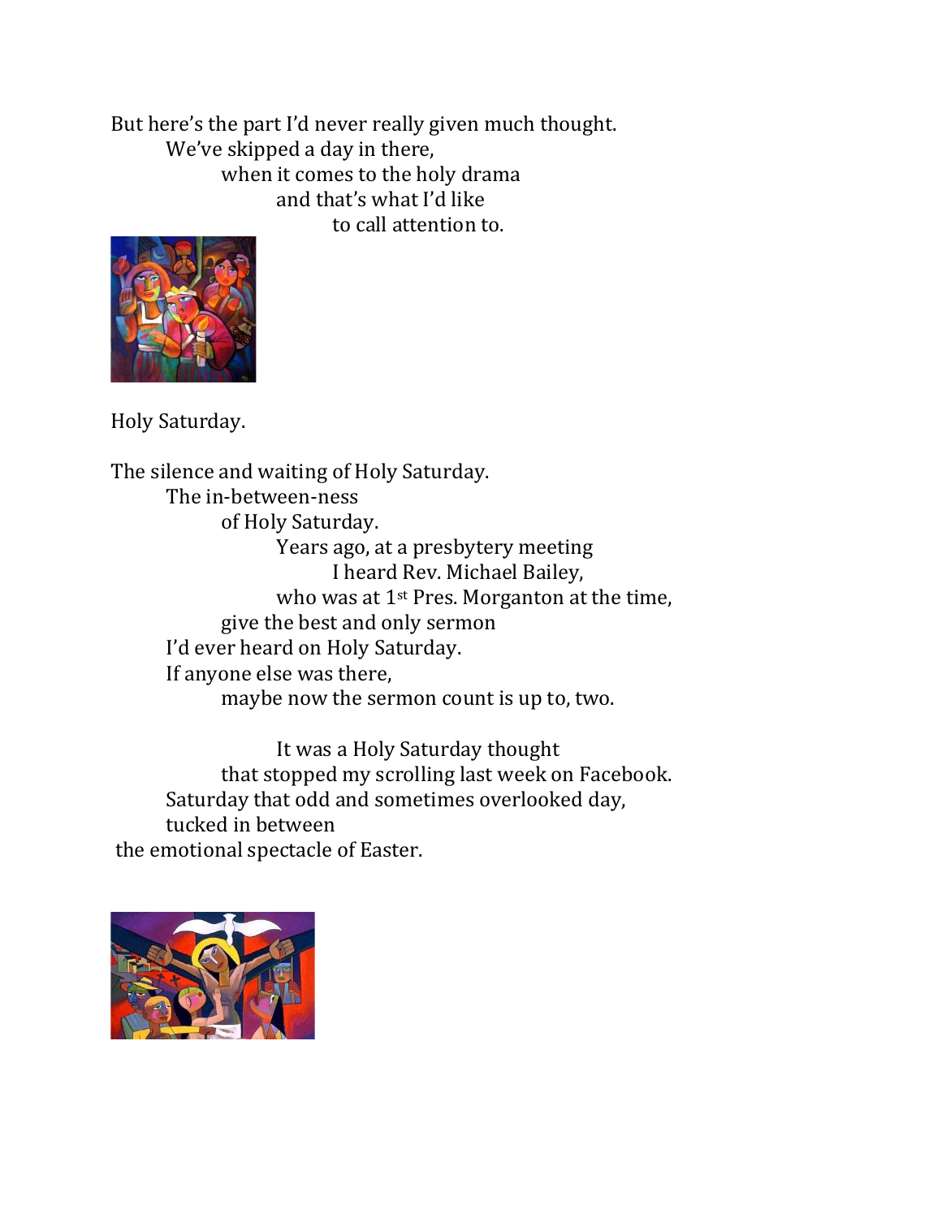But here's the part I'd never really given much thought.
We've skipped a day in there,
when it comes to the holy drama
and that's what I'd like
to call attention to.

Holy Saturday.

The silence and waiting of Holy Saturday.
The in-between-ness
of Holy Saturday.
Years ago, at a presbytery meeting
I heard Rev. Michael Bailey,
who was at 1st Pres. Morganton at the time,
give the best and only sermon
I'd ever heard on Holy Saturday.
If anyone else was there,
maybe now the sermon count is up to, two.

It was a Holy Saturday thought
that stopped my scrolling last week on Facebook.
Saturday that odd and sometimes overlooked day,
tucked in between
the emotional spectacle of Easter.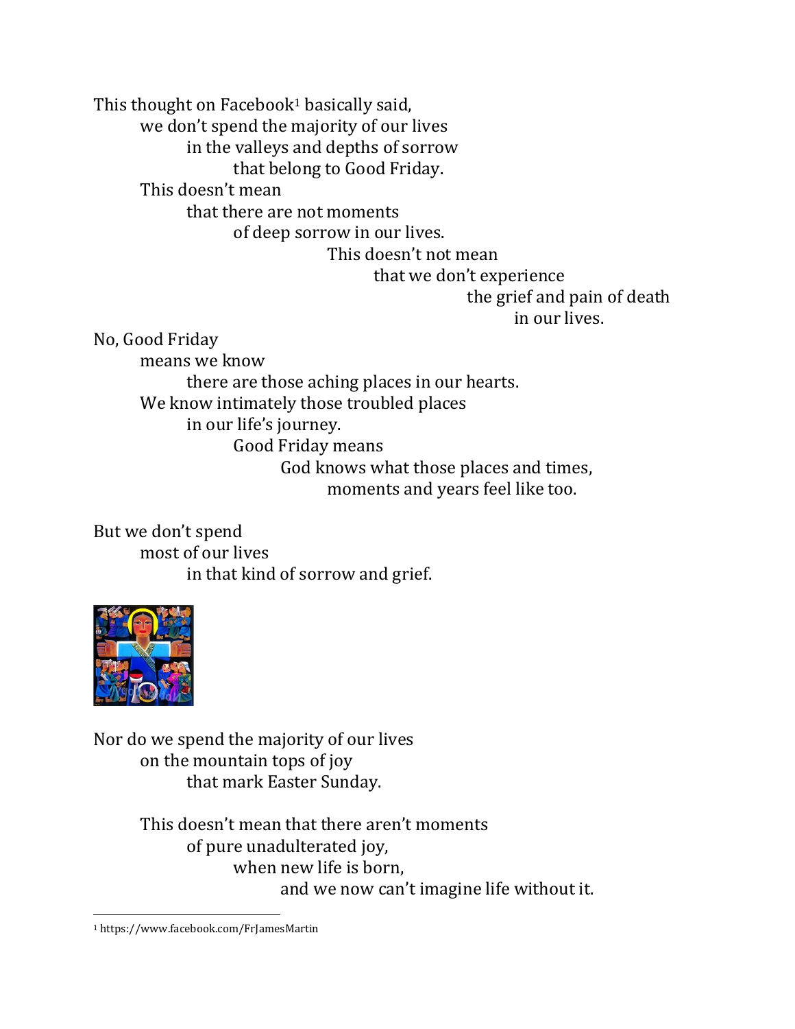This thought on Facebook[1] basically said,
we don't spend the majority of our lives
in the valleys and depths of sorrow
that belong to Good Friday.
This doesn't mean
that there are not moments
of deep sorrow in our lives.
This doesn't not mean
that we don't experience
the grief and pain of death
in our lives.

No, Good Friday
means we know
there are those aching places in our hearts.
We know intimately those troubled places
in our life's journey.
Good Friday means
God knows what those places and times,
moments and years feel like too.

But we don't spend
most of our lives
in that kind of sorrow and grief.

Nor do we spend the majority of our lives
on the mountain tops of joy
that mark Easter Sunday.

This doesn't mean that there aren't moments
of pure unadulterated joy,
when new life is born,
and we now can't imagine life without it.

[1] https://www.facebook.com/FrJamesMartin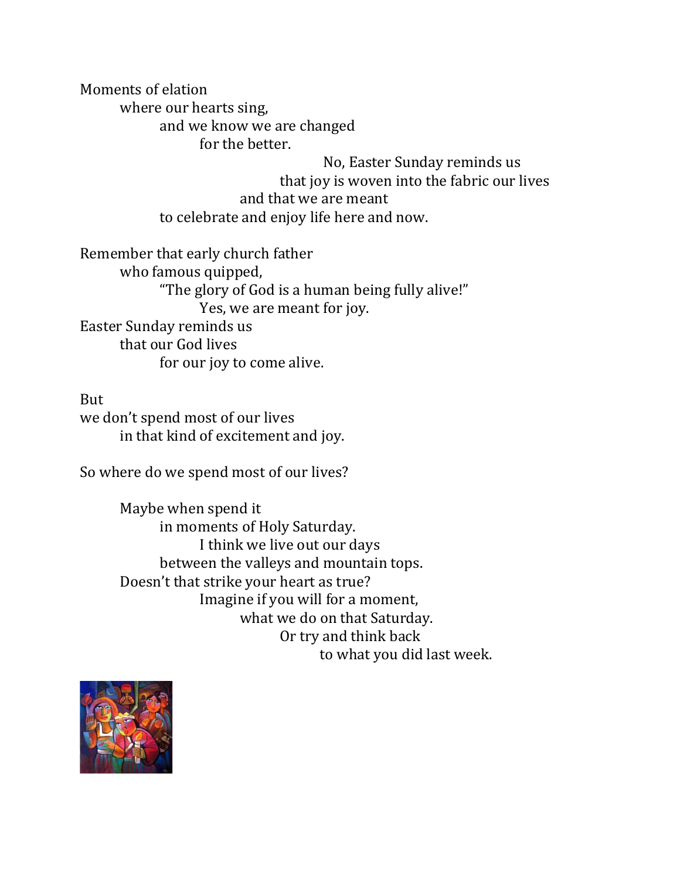Moments of elation
where our hearts sing,
and we know we are changed
for the better.
No, Easter Sunday reminds us
that joy is woven into the fabric our lives
and that we are meant
to celebrate and enjoy life here and now.

Remember that early church father
who famous quipped,
"The glory of God is a human being fully alive!"
Yes, we are meant for joy.
Easter Sunday reminds us
that our God lives
for our joy to come alive.

But
we don't spend most of our lives
in that kind of excitement and joy.

So where do we spend most of our lives?

Maybe when spend it
in moments of Holy Saturday.
I think we live out our days
between the valleys and mountain tops.
Doesn't that strike your heart as true?
Imagine if you will for a moment,
what we do on that Saturday.
Or try and think back
to what you did last week.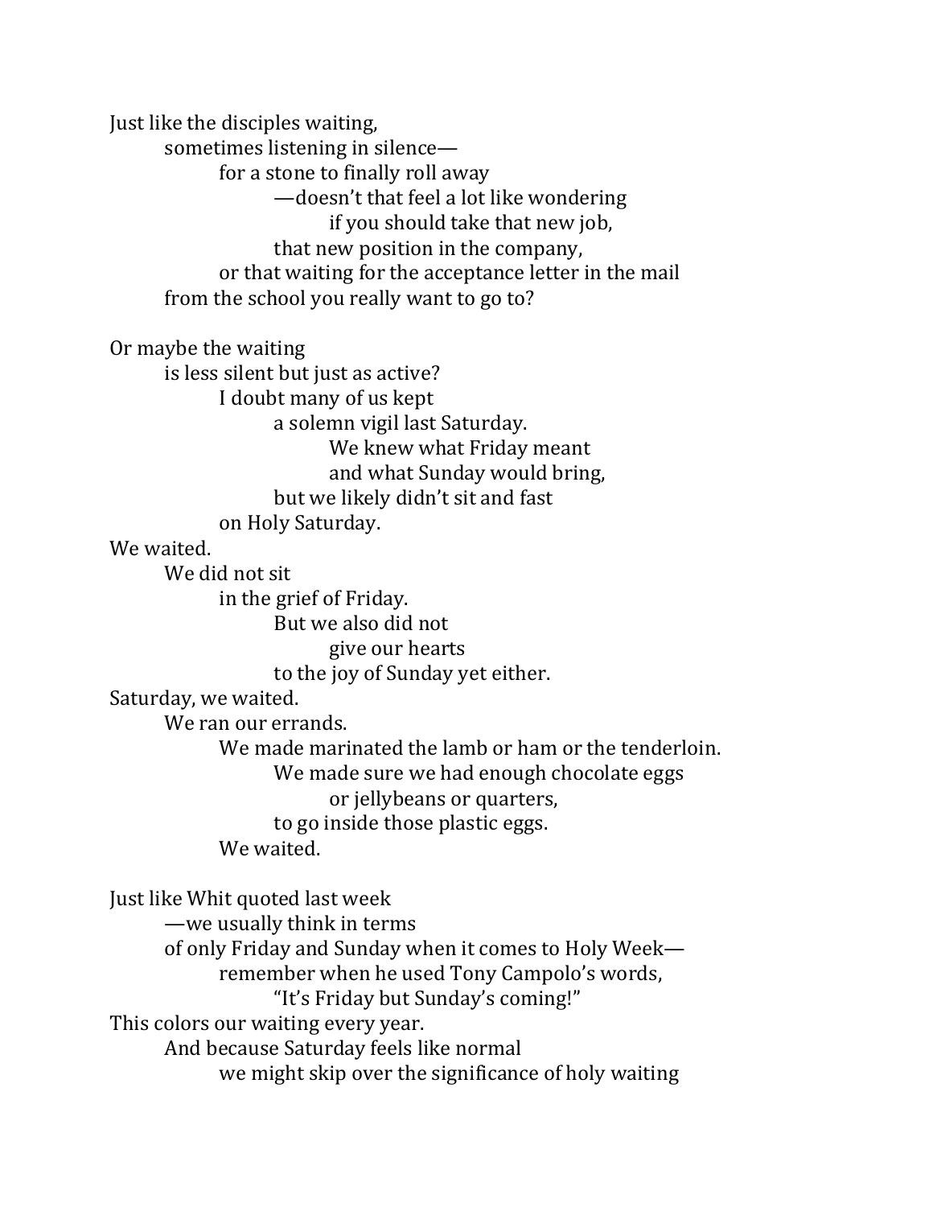Just like the disciples waiting,
sometimes listening in silence—
for a stone to finally roll away
—doesn't that feel a lot like wondering
if you should take that new job,
that new position in the company,
or that waiting for the acceptance letter in the mail
from the school you really want to go to?

Or maybe the waiting
is less silent but just as active?
I doubt many of us kept
a solemn vigil last Saturday.
We knew what Friday meant
and what Sunday would bring,
but we likely didn't sit and fast
on Holy Saturday.
We waited.
We did not sit
in the grief of Friday.
But we also did not
give our hearts
to the joy of Sunday yet either.
Saturday, we waited.
We ran our errands.
We made marinated the lamb or ham or the tenderloin.
We made sure we had enough chocolate eggs
or jellybeans or quarters,
to go inside those plastic eggs.
We waited.

Just like Whit quoted last week
—we usually think in terms
of only Friday and Sunday when it comes to Holy Week—
remember when he used Tony Campolo's words,
"It's Friday but Sunday's coming!"
This colors our waiting every year.
And because Saturday feels like normal
we might skip over the significance of holy waiting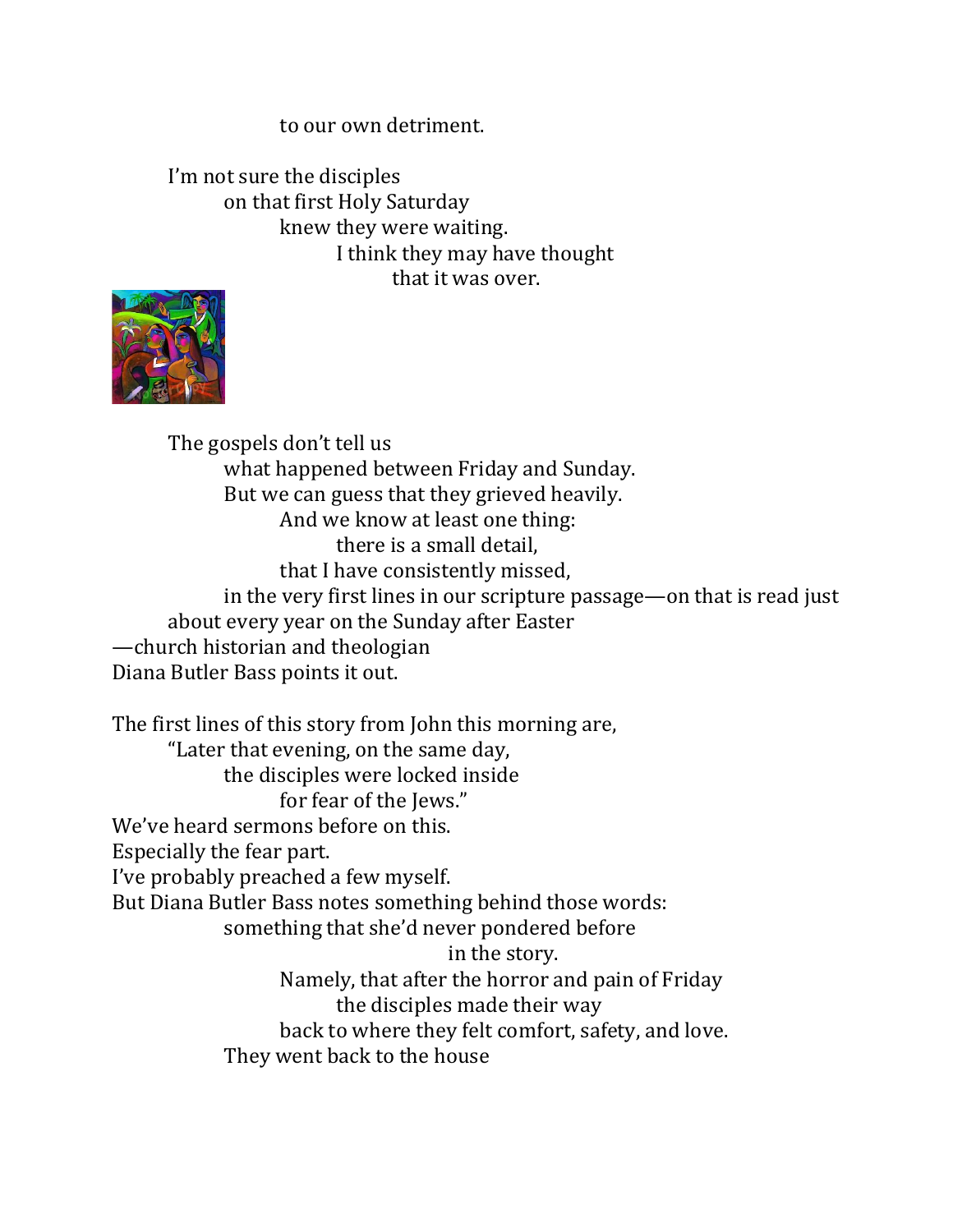to our own detriment.

I'm not sure the disciples
on that first Holy Saturday
knew they were waiting.
I think they may have thought
that it was over.

The gospels don't tell us
what happened between Friday and Sunday.
But we can guess that they grieved heavily.
And we know at least one thing:
there is a small detail,
that I have consistently missed,
in the very first lines in our scripture passage—on that is read just about every year on the Sunday after Easter
—church historian and theologian
Diana Butler Bass points it out.

The first lines of this story from John this morning are,
"Later that evening, on the same day,
the disciples were locked inside
for fear of the Jews."
We've heard sermons before on this.
Especially the fear part.
I've probably preached a few myself.
But Diana Butler Bass notes something behind those words:
something that she'd never pondered before
in the story.
Namely, that after the horror and pain of Friday
the disciples made their way
back to where they felt comfort, safety, and love.
They went back to the house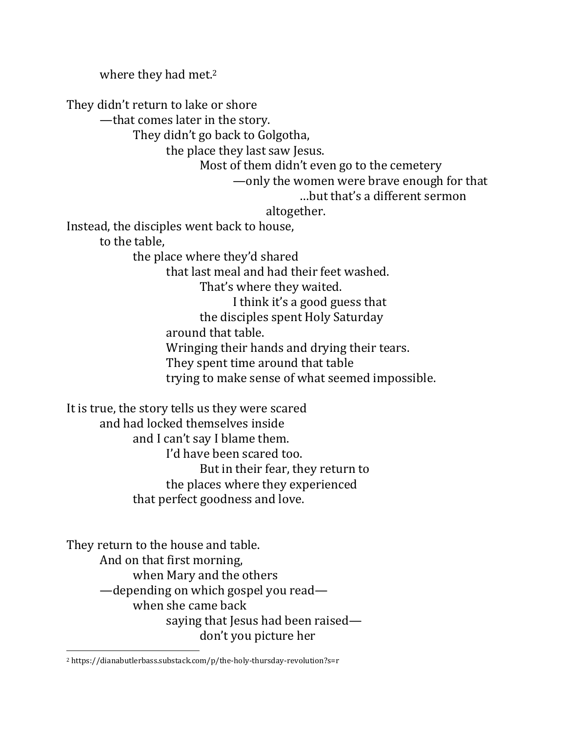where they had met.[2]

They didn't return to lake or shore
—that comes later in the story.
They didn't go back to Golgotha,
the place they last saw Jesus.
Most of them didn't even go to the cemetery
—only the women were brave enough for that
…but that's a different sermon
altogether.
Instead, the disciples went back to house,
to the table,
the place where they'd shared
that last meal and had their feet washed.
That's where they waited.
I think it's a good guess that
the disciples spent Holy Saturday
around that table.
Wringing their hands and drying their tears.
They spent time around that table
trying to make sense of what seemed impossible.

It is true, the story tells us they were scared
and had locked themselves inside
and I can't say I blame them.
I'd have been scared too.
But in their fear, they return to
the places where they experienced
that perfect goodness and love.

They return to the house and table.
And on that first morning,
when Mary and the others
—depending on which gospel you read—
when she came back
saying that Jesus had been raised—
don't you picture her

[2] https://dianabutlerbass.substack.com/p/the-holy-thursday-revolution?s=r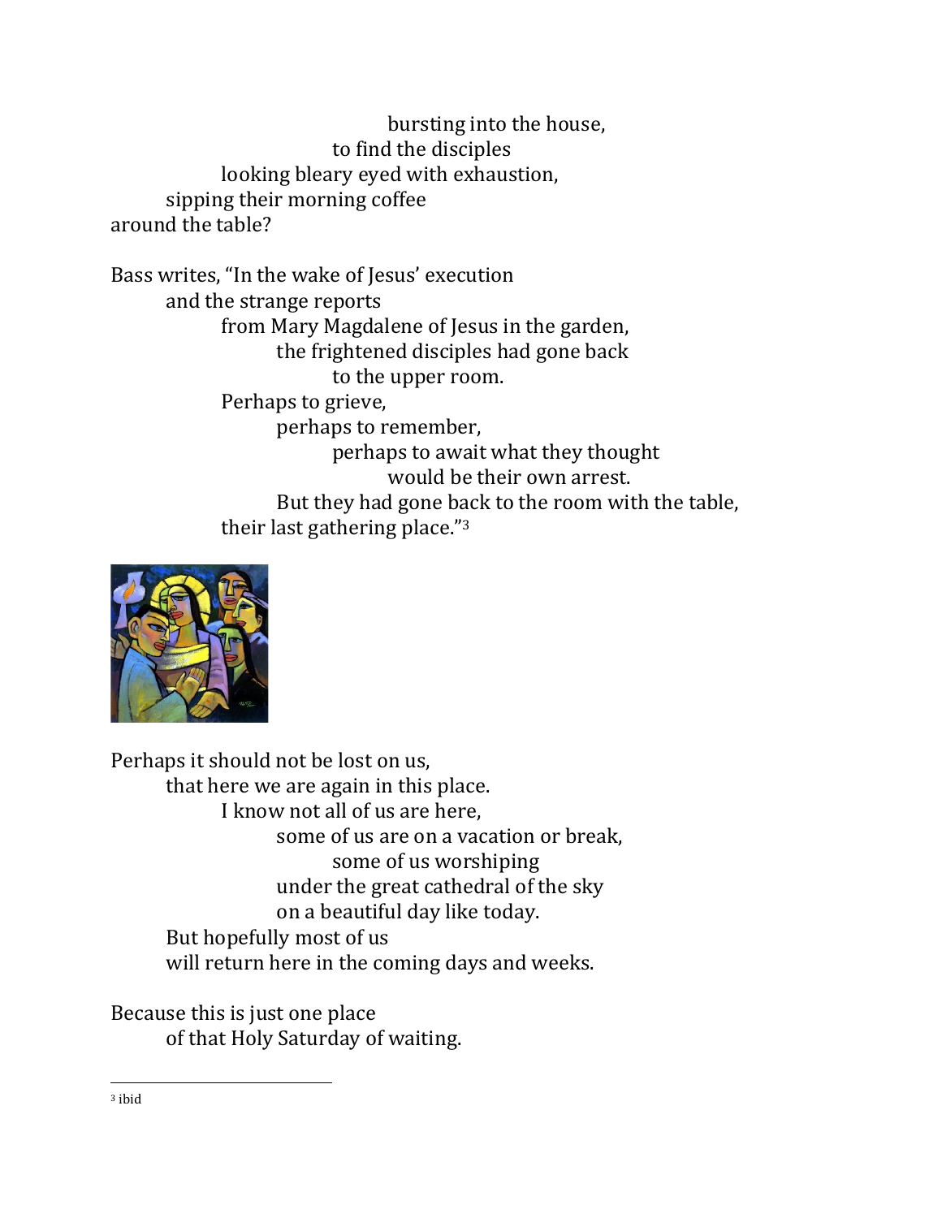bursting into the house,
to find the disciples
looking bleary eyed with exhaustion,
sipping their morning coffee
around the table?

Bass writes, "In the wake of Jesus' execution
and the strange reports
from Mary Magdalene of Jesus in the garden,
the frightened disciples had gone back
to the upper room.
Perhaps to grieve,
perhaps to remember,
perhaps to await what they thought
would be their own arrest.
But they had gone back to the room with the table,
their last gathering place."[3]

Perhaps it should not be lost on us,
that here we are again in this place.
I know not all of us are here,
some of us are on a vacation or break,
some of us worshiping
under the great cathedral of the sky
on a beautiful day like today.
But hopefully most of us
will return here in the coming days and weeks.

Because this is just one place
of that Holy Saturday of waiting.

---

[3] ibid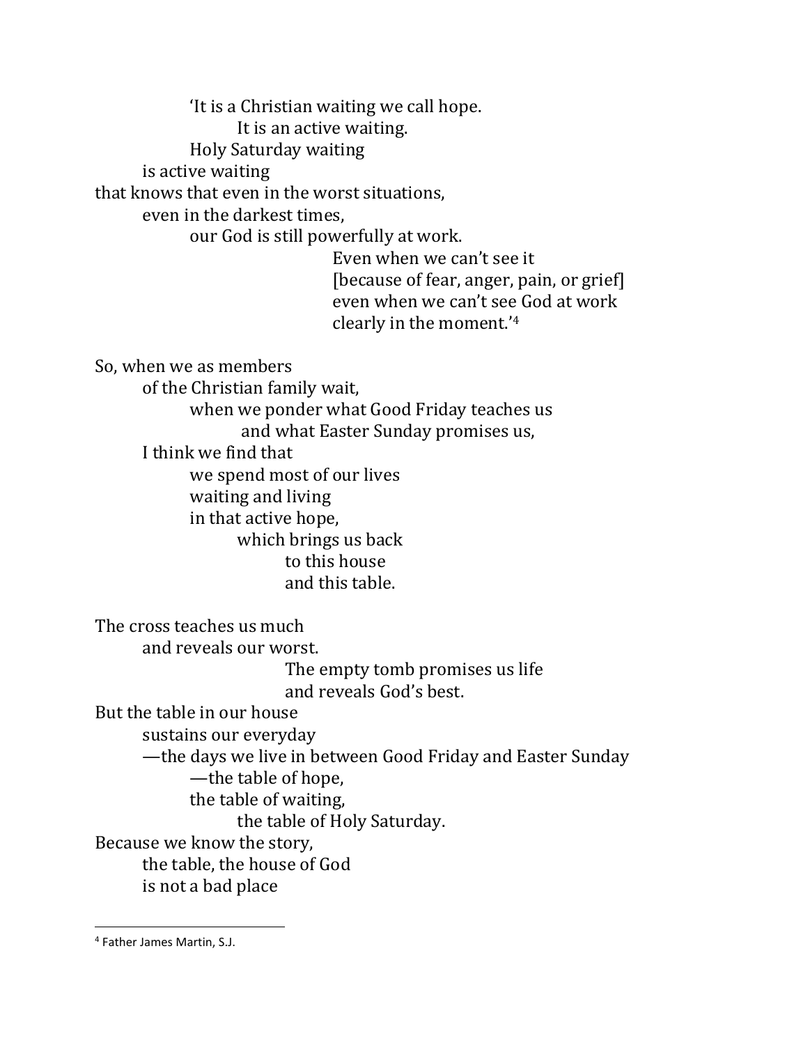'It is a Christian waiting we call hope.
It is an active waiting.
Holy Saturday waiting
is active waiting
that knows that even in the worst situations,
even in the darkest times,
our God is still powerfully at work.
Even when we can't see it
[because of fear, anger, pain, or grief]
even when we can't see God at work
clearly in the moment.'[4]

So, when we as members
of the Christian family wait,
when we ponder what Good Friday teaches us
and what Easter Sunday promises us,
I think we find that
we spend most of our lives
waiting and living
in that active hope,
which brings us back
to this house
and this table.

The cross teaches us much
and reveals our worst.
The empty tomb promises us life
and reveals God's best.
But the table in our house
sustains our everyday
—the days we live in between Good Friday and Easter Sunday
—the table of hope,
the table of waiting,
the table of Holy Saturday.
Because we know the story,
the table, the house of God
is not a bad place

[4] Father James Martin, S.J.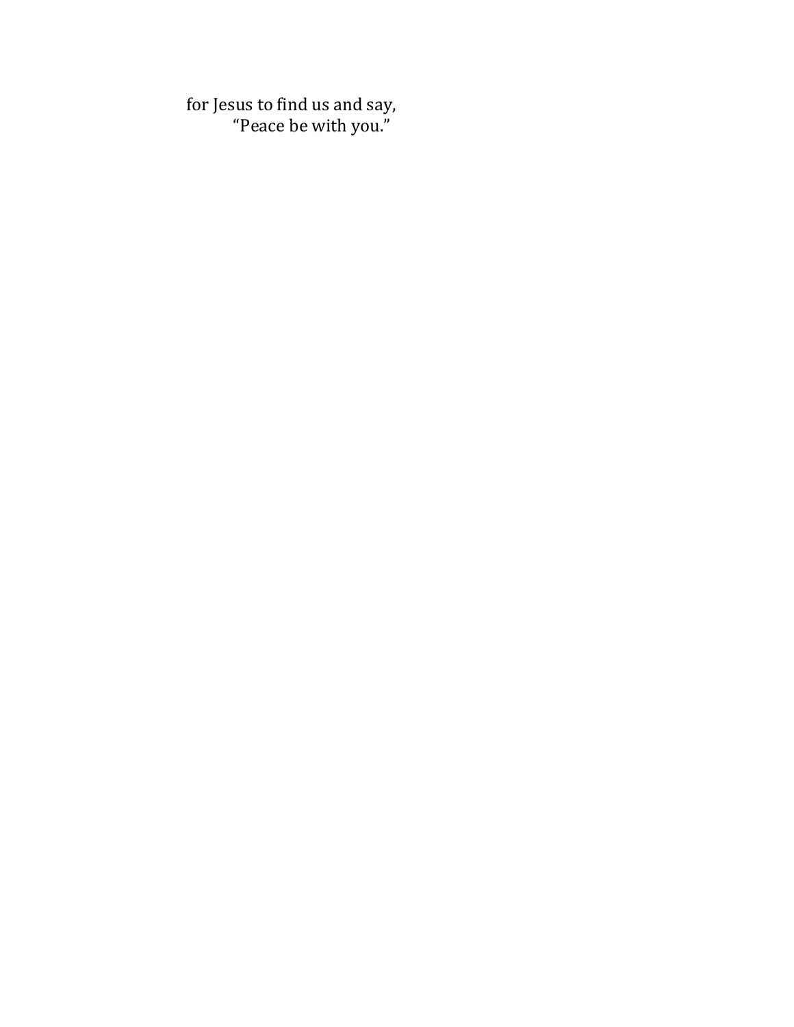for Jesus to find us and say,
  “Peace be with you.”